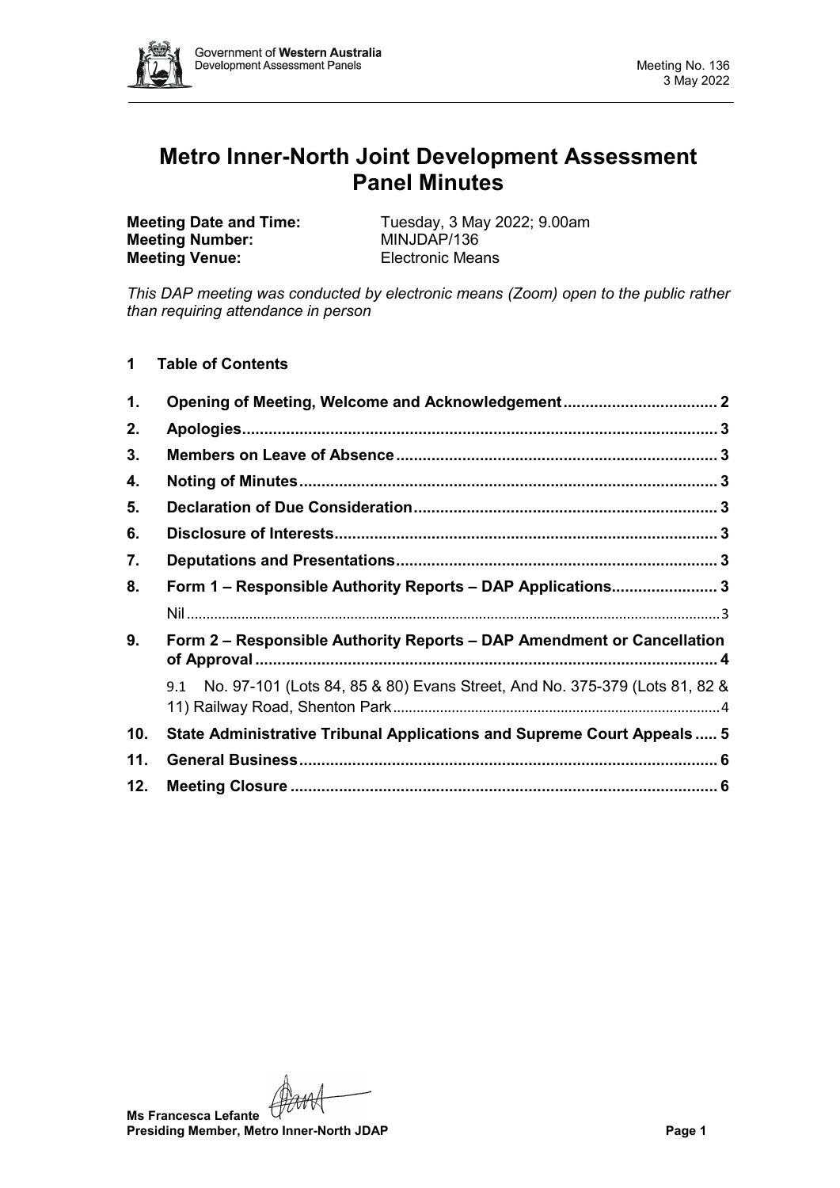# Metro Inner-North Joint Development Assessment Panel Minutes

**Meeting Date and Time:** Tuesday, 3 May 2022; 9.00am
**Meeting Number:** MINJDAP/136
**Meeting Venue:** Electronic Means

*This DAP meeting was conducted by electronic means (Zoom) open to the public rather than requiring attendance in person*

## 1 Table of Contents

| | | |
|---|---|---|
| **1.** | **Opening of Meeting, Welcome and Acknowledgement** | **2** |
| **2.** | **Apologies** | **3** |
| **3.** | **Members on Leave of Absence** | **3** |
| **4.** | **Noting of Minutes** | **3** |
| **5.** | **Declaration of Due Consideration** | **3** |
| **6.** | **Disclosure of Interests** | **3** |
| **7.** | **Deputations and Presentations** | **3** |
| **8.** | **Form 1 – Responsible Authority Reports – DAP Applications** | **3** |
| | Nil | 3 |
| **9.** | **Form 2 – Responsible Authority Reports – DAP Amendment or Cancellation of Approval** | **4** |
| | 9.1 No. 97-101 (Lots 84, 85 & 80) Evans Street, And No. 375-379 (Lots 81, 82 & 11) Railway Road, Shenton Park | 4 |
| **10.** | **State Administrative Tribunal Applications and Supreme Court Appeals** | **5** |
| **11.** | **General Business** | **6** |
| **12.** | **Meeting Closure** | **6** |

**Ms Francesca Lefante**
**Presiding Member, Metro Inner-North JDAP**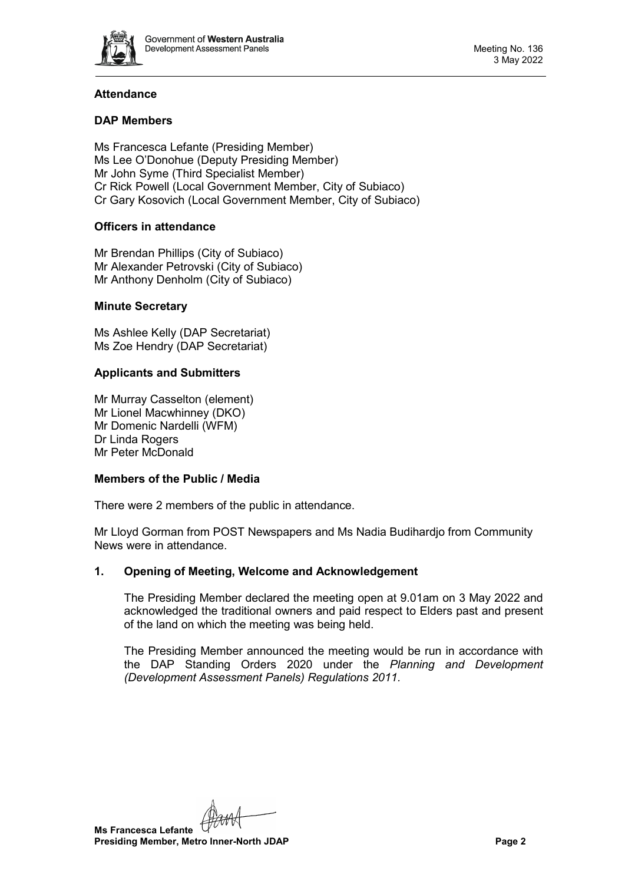## Attendance

### DAP Members

Ms Francesca Lefante (Presiding Member)
Ms Lee O'Donohue (Deputy Presiding Member)
Mr John Syme (Third Specialist Member)
Cr Rick Powell (Local Government Member, City of Subiaco)
Cr Gary Kosovich (Local Government Member, City of Subiaco)

### Officers in attendance

Mr Brendan Phillips (City of Subiaco)
Mr Alexander Petrovski (City of Subiaco)
Mr Anthony Denholm (City of Subiaco)

### Minute Secretary

Ms Ashlee Kelly (DAP Secretariat)
Ms Zoe Hendry (DAP Secretariat)

### Applicants and Submitters

Mr Murray Casselton (element)
Mr Lionel Macwhinney (DKO)
Mr Domenic Nardelli (WFM)
Dr Linda Rogers
Mr Peter McDonald

### Members of the Public / Media

There were 2 members of the public in attendance.

Mr Lloyd Gorman from POST Newspapers and Ms Nadia Budihardjo from Community News were in attendance.

## 1. Opening of Meeting, Welcome and Acknowledgement

The Presiding Member declared the meeting open at 9.01am on 3 May 2022 and acknowledged the traditional owners and paid respect to Elders past and present of the land on which the meeting was being held.

The Presiding Member announced the meeting would be run in accordance with the DAP Standing Orders 2020 under the *Planning and Development (Development Assessment Panels) Regulations 2011.*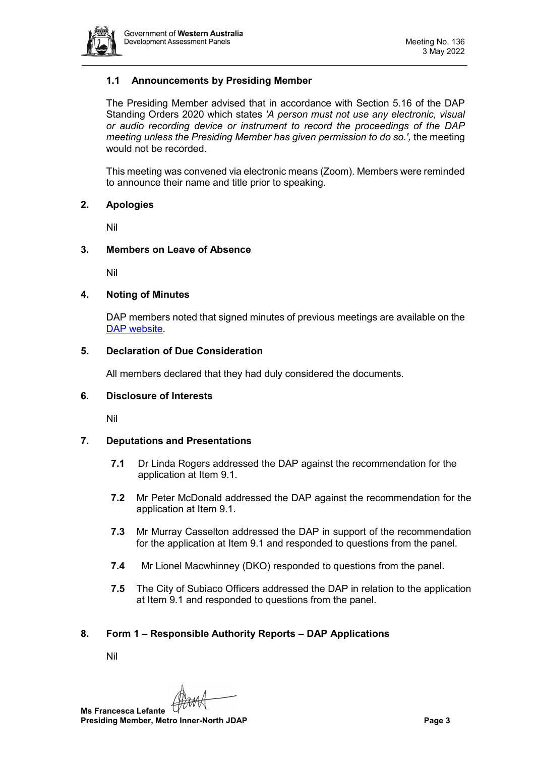### 1.1 Announcements by Presiding Member

The Presiding Member advised that in accordance with Section 5.16 of the DAP Standing Orders 2020 which states *'A person must not use any electronic, visual or audio recording device or instrument to record the proceedings of the DAP meeting unless the Presiding Member has given permission to do so.',* the meeting would not be recorded.

This meeting was convened via electronic means (Zoom). Members were reminded to announce their name and title prior to speaking.

## 2. Apologies

Nil

## 3. Members on Leave of Absence

Nil

## 4. Noting of Minutes

DAP members noted that signed minutes of previous meetings are available on the DAP website.

## 5. Declaration of Due Consideration

All members declared that they had duly considered the documents.

## 6. Disclosure of Interests

Nil

## 7. Deputations and Presentations

**7.1** Dr Linda Rogers addressed the DAP against the recommendation for the application at Item 9.1.

**7.2** Mr Peter McDonald addressed the DAP against the recommendation for the application at Item 9.1.

**7.3** Mr Murray Casselton addressed the DAP in support of the recommendation for the application at Item 9.1 and responded to questions from the panel.

**7.4** Mr Lionel Macwhinney (DKO) responded to questions from the panel.

**7.5** The City of Subiaco Officers addressed the DAP in relation to the application at Item 9.1 and responded to questions from the panel.

## 8. Form 1 – Responsible Authority Reports – DAP Applications

Nil

**Ms Francesca Lefante**
**Presiding Member, Metro Inner-North JDAP**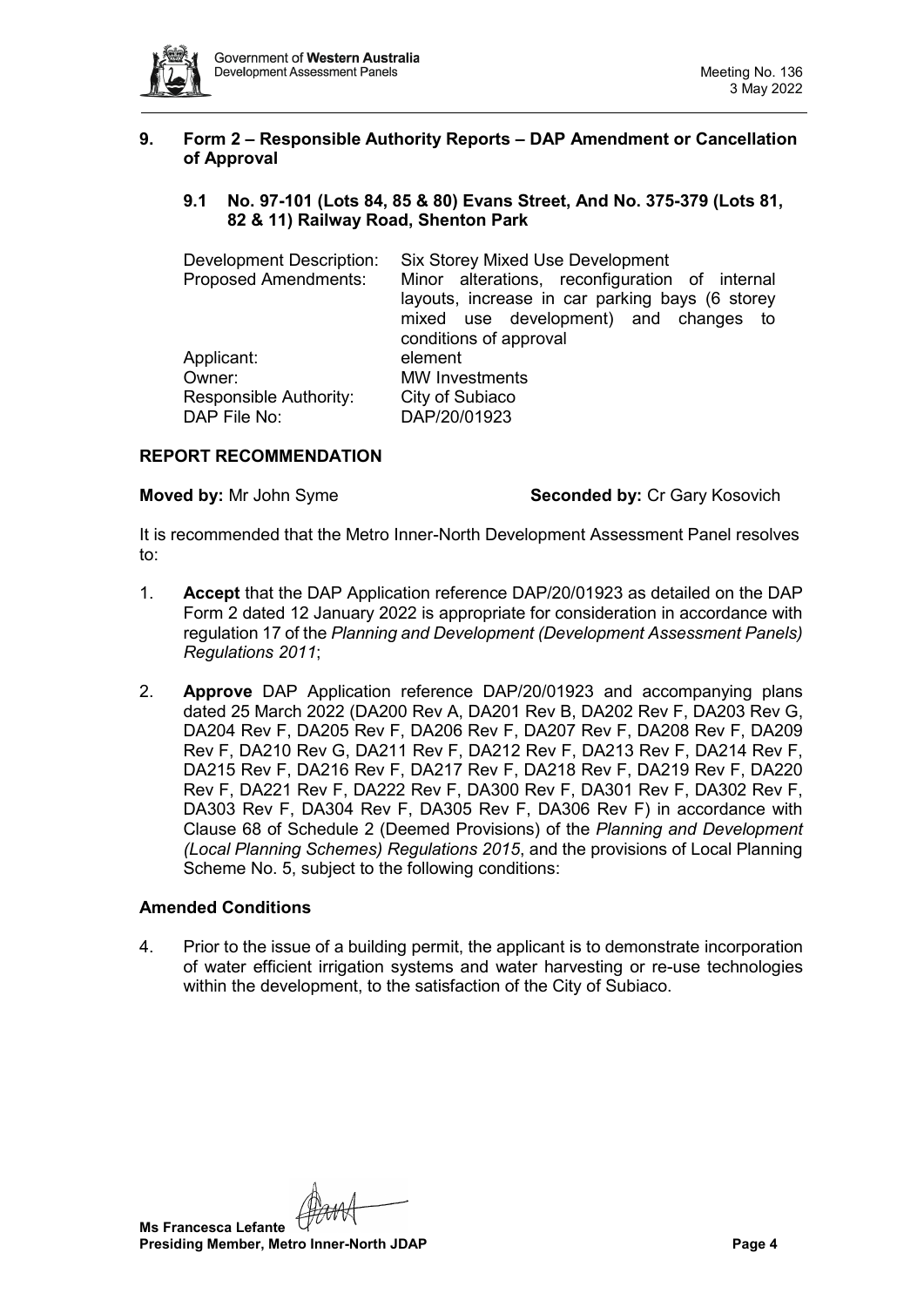## 9. Form 2 – Responsible Authority Reports – DAP Amendment or Cancellation of Approval

### 9.1 No. 97-101 (Lots 84, 85 & 80) Evans Street, And No. 375-379 (Lots 81, 82 & 11) Railway Road, Shenton Park

| | |
|---|---|
| Development Description: | Six Storey Mixed Use Development |
| Proposed Amendments: | Minor alterations, reconfiguration of internal layouts, increase in car parking bays (6 storey mixed use development) and changes to conditions of approval |
| Applicant: | element |
| Owner: | MW Investments |
| Responsible Authority: | City of Subiaco |
| DAP File No: | DAP/20/01923 |

**REPORT RECOMMENDATION**

**Moved by:** Mr John Syme **Seconded by:** Cr Gary Kosovich

It is recommended that the Metro Inner-North Development Assessment Panel resolves to:

1. **Accept** that the DAP Application reference DAP/20/01923 as detailed on the DAP Form 2 dated 12 January 2022 is appropriate for consideration in accordance with regulation 17 of the *Planning and Development (Development Assessment Panels) Regulations 2011*;

2. **Approve** DAP Application reference DAP/20/01923 and accompanying plans dated 25 March 2022 (DA200 Rev A, DA201 Rev B, DA202 Rev F, DA203 Rev G, DA204 Rev F, DA205 Rev F, DA206 Rev F, DA207 Rev F, DA208 Rev F, DA209 Rev F, DA210 Rev G, DA211 Rev F, DA212 Rev F, DA213 Rev F, DA214 Rev F, DA215 Rev F, DA216 Rev F, DA217 Rev F, DA218 Rev F, DA219 Rev F, DA220 Rev F, DA221 Rev F, DA222 Rev F, DA300 Rev F, DA301 Rev F, DA302 Rev F, DA303 Rev F, DA304 Rev F, DA305 Rev F, DA306 Rev F) in accordance with Clause 68 of Schedule 2 (Deemed Provisions) of the *Planning and Development (Local Planning Schemes) Regulations 2015*, and the provisions of Local Planning Scheme No. 5, subject to the following conditions:

**Amended Conditions**

4. Prior to the issue of a building permit, the applicant is to demonstrate incorporation of water efficient irrigation systems and water harvesting or re-use technologies within the development, to the satisfaction of the City of Subiaco.

**Ms Francesca Lefante**
**Presiding Member, Metro Inner-North JDAP**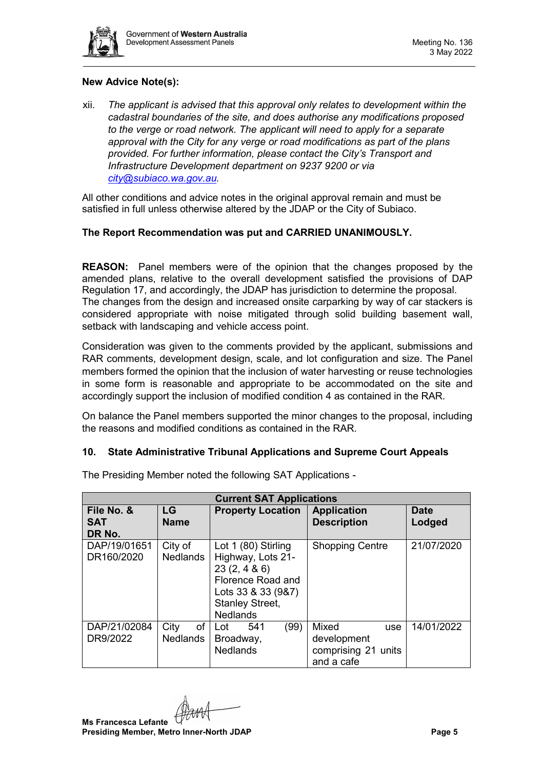**New Advice Note(s):**

xii. *The applicant is advised that this approval only relates to development within the cadastral boundaries of the site, and does authorise any modifications proposed to the verge or road network. The applicant will need to apply for a separate approval with the City for any verge or road modifications as part of the plans provided. For further information, please contact the City's Transport and Infrastructure Development department on 9237 9200 or via [city@subiaco.wa.gov.au](mailto:city@subiaco.wa.gov.au).*

All other conditions and advice notes in the original approval remain and must be satisfied in full unless otherwise altered by the JDAP or the City of Subiaco.

**The Report Recommendation was put and CARRIED UNANIMOUSLY.**

**REASON:** Panel members were of the opinion that the changes proposed by the amended plans, relative to the overall development satisfied the provisions of DAP Regulation 17, and accordingly, the JDAP has jurisdiction to determine the proposal. The changes from the design and increased onsite carparking by way of car stackers is considered appropriate with noise mitigated through solid building basement wall, setback with landscaping and vehicle access point.

Consideration was given to the comments provided by the applicant, submissions and RAR comments, development design, scale, and lot configuration and size. The Panel members formed the opinion that the inclusion of water harvesting or reuse technologies in some form is reasonable and appropriate to be accommodated on the site and accordingly support the inclusion of modified condition 4 as contained in the RAR.

On balance the Panel members supported the minor changes to the proposal, including the reasons and modified conditions as contained in the RAR.

## 10. State Administrative Tribunal Applications and Supreme Court Appeals

The Presiding Member noted the following SAT Applications -

| **Current SAT Applications** | | | | |
|---|---|---|---|---|
| **File No. & SAT DR No.** | **LG Name** | **Property Location** | **Application Description** | **Date Lodged** |
| DAP/19/01651 DR160/2020 | City of Nedlands | Lot 1 (80) Stirling Highway, Lots 21-23 (2, 4 & 6) Florence Road and Lots 33 & 33 (9&7) Stanley Street, Nedlands | Shopping Centre | 21/07/2020 |
| DAP/21/02084 DR9/2022 | City of Nedlands | Lot 541 (99) Broadway, Nedlands | Mixed use development comprising 21 units and a cafe | 14/01/2022 |

**Ms Francesca Lefante**
**Presiding Member, Metro Inner-North JDAP**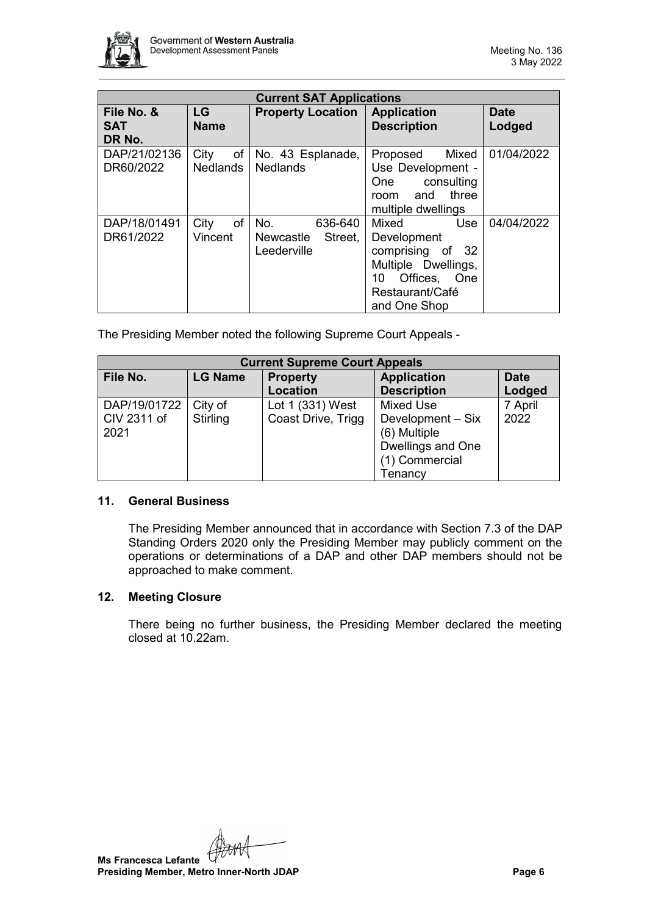| Current SAT Applications | | | | |
|---|---|---|---|---|
| **File No. & SAT DR No.** | **LG Name** | **Property Location** | **Application Description** | **Date Lodged** |
| DAP/21/02136 DR60/2022 | City of Nedlands | No. 43 Esplanade, Nedlands | Proposed Mixed Use Development - One consulting room and three multiple dwellings | 01/04/2022 |
| DAP/18/01491 DR61/2022 | City of Vincent | No. 636-640 Newcastle Street, Leederville | Mixed Use Development comprising of 32 Multiple Dwellings, 10 Offices, One Restaurant/Café and One Shop | 04/04/2022 |

The Presiding Member noted the following Supreme Court Appeals -

| Current Supreme Court Appeals | | | | |
|---|---|---|---|---|
| **File No.** | **LG Name** | **Property Location** | **Application Description** | **Date Lodged** |
| DAP/19/01722 CIV 2311 of 2021 | City of Stirling | Lot 1 (331) West Coast Drive, Trigg | Mixed Use Development – Six (6) Multiple Dwellings and One (1) Commercial Tenancy | 7 April 2022 |

## 11. General Business

The Presiding Member announced that in accordance with Section 7.3 of the DAP Standing Orders 2020 only the Presiding Member may publicly comment on the operations or determinations of a DAP and other DAP members should not be approached to make comment.

## 12. Meeting Closure

There being no further business, the Presiding Member declared the meeting closed at 10.22am.

**Ms Francesca Lefante**
**Presiding Member, Metro Inner-North JDAP**